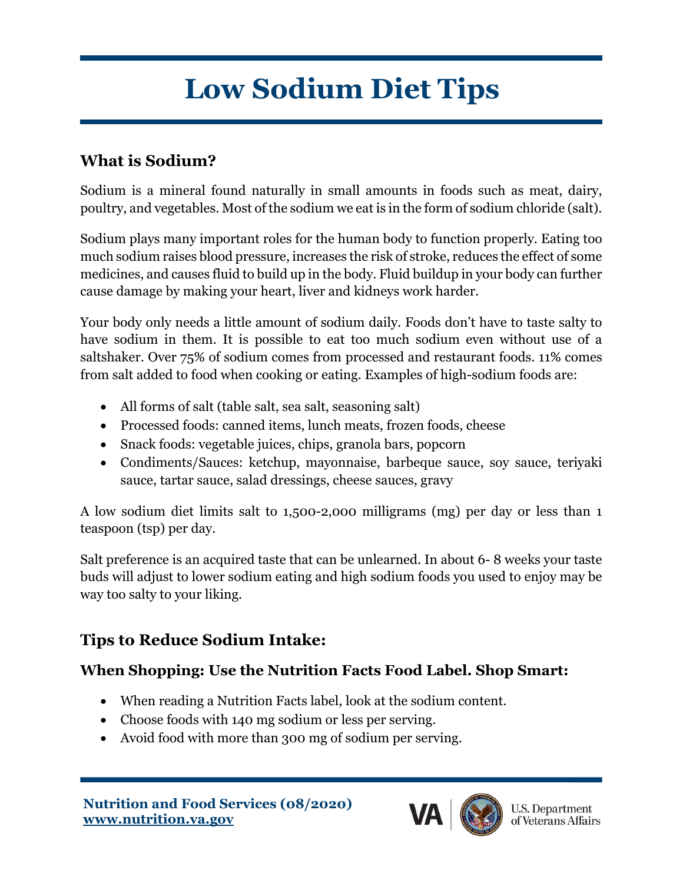# Low Sodium Diet Tips

## What is Sodium?

Sodium is a mineral found naturally in small amounts in foods such as meat, dairy, poultry, and vegetables. Most of the sodium we eat is in the form of sodium chloride (salt).

Sodium plays many important roles for the human body to function properly. Eating too much sodium raises blood pressure, increases the risk of stroke, reduces the effect of some medicines, and causes fluid to build up in the body. Fluid buildup in your body can further cause damage by making your heart, liver and kidneys work harder.

Your body only needs a little amount of sodium daily. Foods don't have to taste salty to have sodium in them. It is possible to eat too much sodium even without use of a saltshaker. Over 75% of sodium comes from processed and restaurant foods. 11% comes from salt added to food when cooking or eating. Examples of high-sodium foods are:

- All forms of salt (table salt, sea salt, seasoning salt)
- Processed foods: canned items, lunch meats, frozen foods, cheese
- Snack foods: vegetable juices, chips, granola bars, popcorn
- Condiments/Sauces: ketchup, mayonnaise, barbeque sauce, soy sauce, teriyaki sauce, tartar sauce, salad dressings, cheese sauces, gravy

A low sodium diet limits salt to 1,500-2,000 milligrams (mg) per day or less than 1 teaspoon (tsp) per day.

Salt preference is an acquired taste that can be unlearned. In about 6- 8 weeks your taste buds will adjust to lower sodium eating and high sodium foods you used to enjoy may be way too salty to your liking.

## Tips to Reduce Sodium Intake:

### When Shopping: Use the Nutrition Facts Food Label. Shop Smart:

- When reading a Nutrition Facts label, look at the sodium content.
- Choose foods with 140 mg sodium or less per serving.
- Avoid food with more than 300 mg of sodium per serving.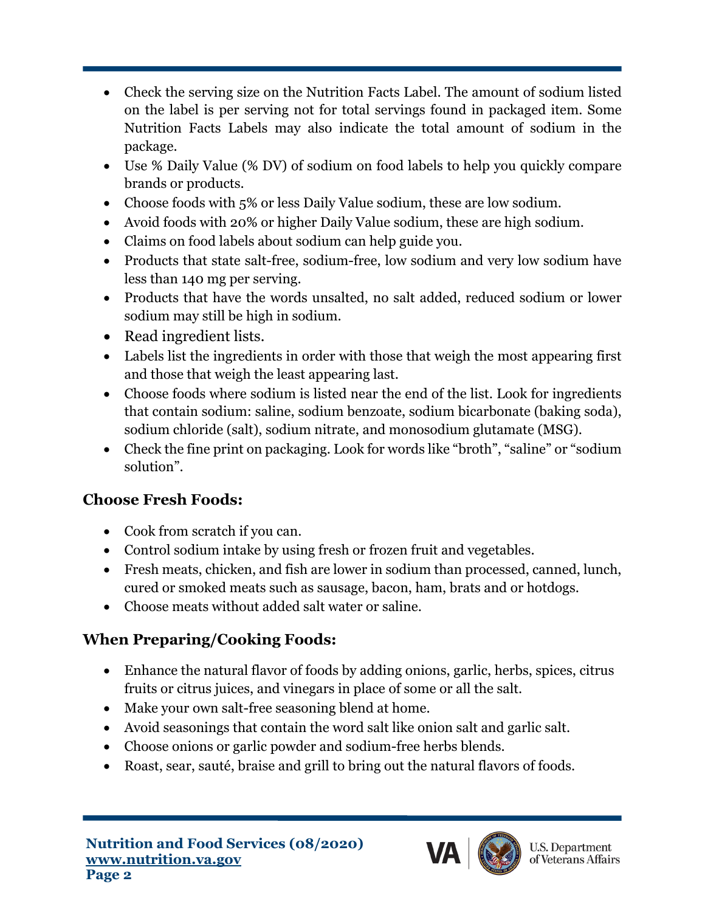- Check the serving size on the Nutrition Facts Label. The amount of sodium listed on the label is per serving not for total servings found in packaged item. Some Nutrition Facts Labels may also indicate the total amount of sodium in the package.
- Use % Daily Value (% DV) of sodium on food labels to help you quickly compare brands or products.
- Choose foods with 5% or less Daily Value sodium, these are low sodium.
- Avoid foods with 20% or higher Daily Value sodium, these are high sodium.
- Claims on food labels about sodium can help guide you.
- Products that state salt-free, sodium-free, low sodium and very low sodium have less than 140 mg per serving.
- Products that have the words unsalted, no salt added, reduced sodium or lower sodium may still be high in sodium.
- Read ingredient lists.
- Labels list the ingredients in order with those that weigh the most appearing first and those that weigh the least appearing last.
- Choose foods where sodium is listed near the end of the list. Look for ingredients that contain sodium: saline, sodium benzoate, sodium bicarbonate (baking soda), sodium chloride (salt), sodium nitrate, and monosodium glutamate (MSG).
- Check the fine print on packaging. Look for words like "broth", "saline" or "sodium solution".

## Choose Fresh Foods:

- Cook from scratch if you can.
- Control sodium intake by using fresh or frozen fruit and vegetables.
- Fresh meats, chicken, and fish are lower in sodium than processed, canned, lunch, cured or smoked meats such as sausage, bacon, ham, brats and or hotdogs.
- Choose meats without added salt water or saline.

## When Preparing/Cooking Foods:

- Enhance the natural flavor of foods by adding onions, garlic, herbs, spices, citrus fruits or citrus juices, and vinegars in place of some or all the salt.
- Make your own salt-free seasoning blend at home.
- Avoid seasonings that contain the word salt like onion salt and garlic salt.
- Choose onions or garlic powder and sodium-free herbs blends.
- Roast, sear, sauté, braise and grill to bring out the natural flavors of foods.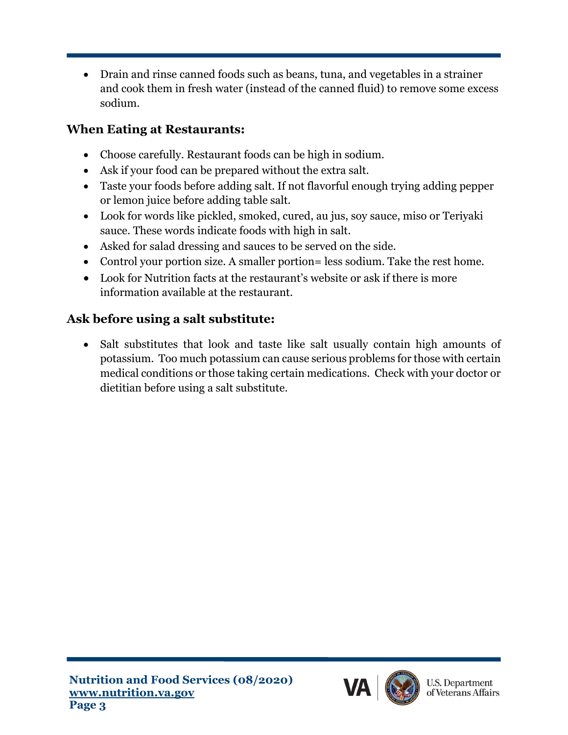- Drain and rinse canned foods such as beans, tuna, and vegetables in a strainer and cook them in fresh water (instead of the canned fluid) to remove some excess sodium.

## When Eating at Restaurants:

- Choose carefully. Restaurant foods can be high in sodium.
- Ask if your food can be prepared without the extra salt.
- Taste your foods before adding salt. If not flavorful enough trying adding pepper or lemon juice before adding table salt.
- Look for words like pickled, smoked, cured, au jus, soy sauce, miso or Teriyaki sauce. These words indicate foods with high in salt.
- Asked for salad dressing and sauces to be served on the side.
- Control your portion size. A smaller portion= less sodium. Take the rest home.
- Look for Nutrition facts at the restaurant's website or ask if there is more information available at the restaurant.

## Ask before using a salt substitute:

- Salt substitutes that look and taste like salt usually contain high amounts of potassium. Too much potassium can cause serious problems for those with certain medical conditions or those taking certain medications. Check with your doctor or dietitian before using a salt substitute.